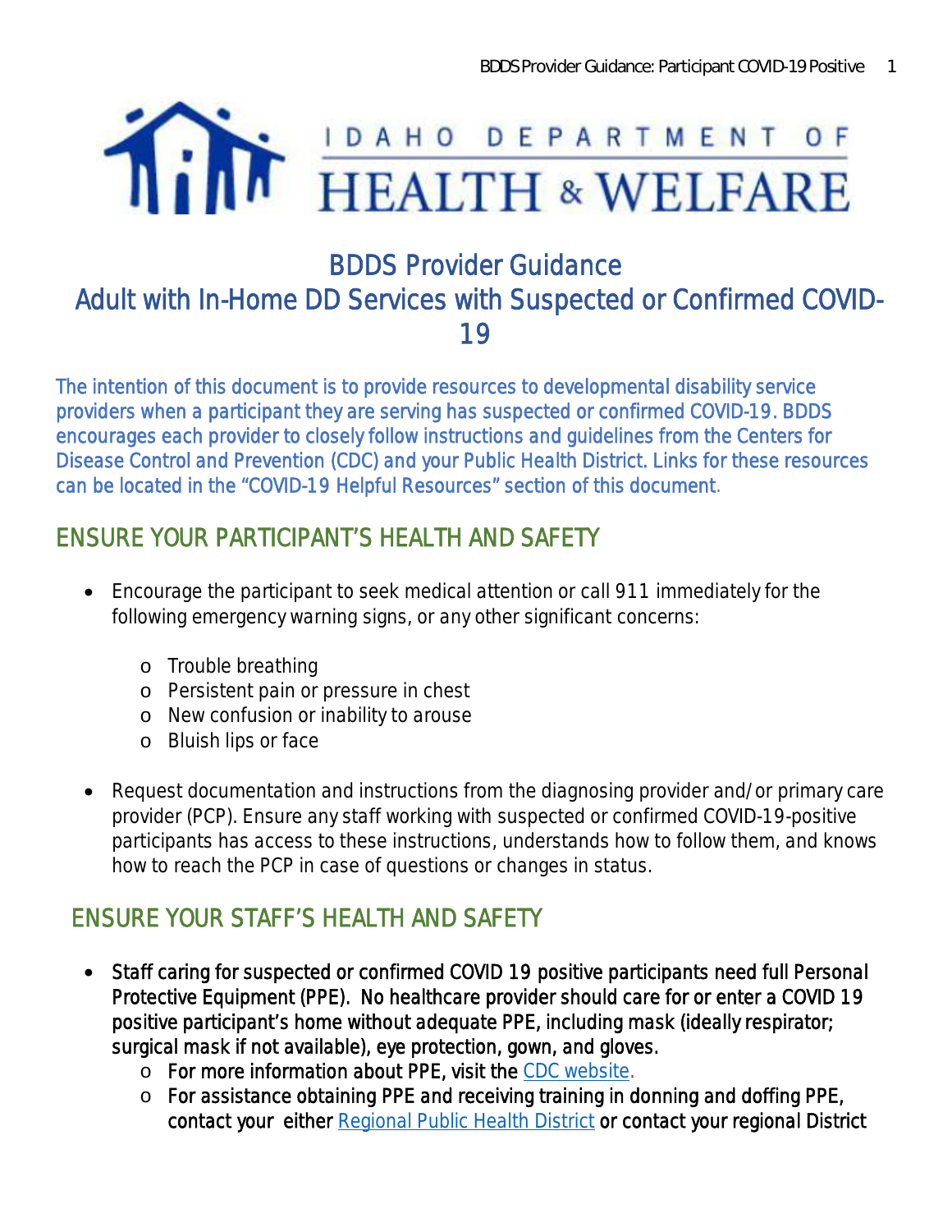IDAHO DEPARTMENT OF HEALTH & WELFARE

# BDDS Provider Guidance
# Adult with In-Home DD Services with Suspected or Confirmed COVID-19

The intention of this document is to provide resources to developmental disability service providers when a participant they are serving has suspected or confirmed COVID-19. BDDS encourages each provider to closely follow instructions and guidelines from the Centers for Disease Control and Prevention (CDC) and your Public Health District. Links for these resources can be located in the "COVID-19 Helpful Resources" section of this document.

## ENSURE YOUR PARTICIPANT'S HEALTH AND SAFETY

- Encourage the participant to seek medical attention or call 911 immediately for the following emergency warning signs, or any other significant concerns:
  - Trouble breathing
  - Persistent pain or pressure in chest
  - New confusion or inability to arouse
  - Bluish lips or face
- Request documentation and instructions from the diagnosing provider and/or primary care provider (PCP). Ensure any staff working with suspected or confirmed COVID-19-positive participants has access to these instructions, understands how to follow them, and knows how to reach the PCP in case of questions or changes in status.

## ENSURE YOUR STAFF'S HEALTH AND SAFETY

- Staff caring for suspected or confirmed COVID 19 positive participants need full Personal Protective Equipment (PPE). No healthcare provider should care for or enter a COVID 19 positive participant's home without adequate PPE, including mask (ideally respirator; surgical mask if not available), eye protection, gown, and gloves.
  - For more information about PPE, visit the CDC website.
  - For assistance obtaining PPE and receiving training in donning and doffing PPE, contact your either Regional Public Health District or contact your regional District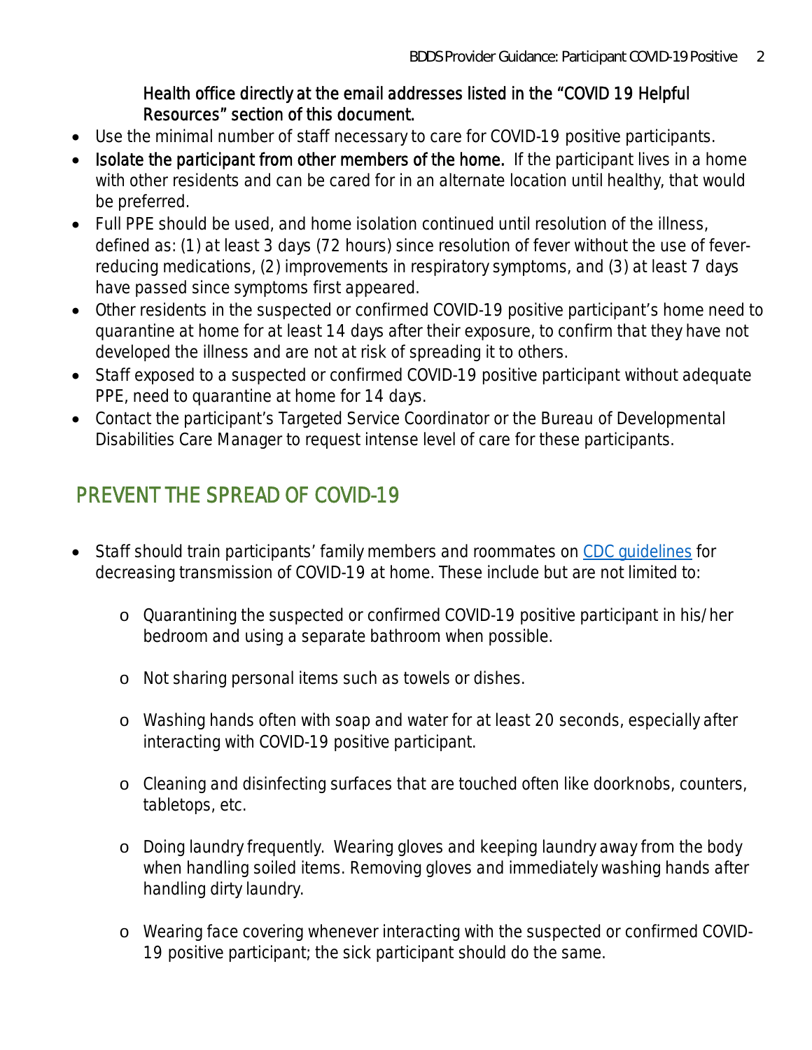Health office directly at the email addresses listed in the "COVID 19 Helpful Resources" section of this document.

- Use the minimal number of staff necessary to care for COVID-19 positive participants.
- Isolate the participant from other members of the home. If the participant lives in a home with other residents and can be cared for in an alternate location until healthy, that would be preferred.
- Full PPE should be used, and home isolation continued until resolution of the illness, defined as: (1) at least 3 days (72 hours) since resolution of fever without the use of fever-reducing medications, (2) improvements in respiratory symptoms, and (3) at least 7 days have passed since symptoms first appeared.
- Other residents in the suspected or confirmed COVID-19 positive participant's home need to quarantine at home for at least 14 days after their exposure, to confirm that they have not developed the illness and are not at risk of spreading it to others.
- Staff exposed to a suspected or confirmed COVID-19 positive participant without adequate PPE, need to quarantine at home for 14 days.
- Contact the participant's Targeted Service Coordinator or the Bureau of Developmental Disabilities Care Manager to request intense level of care for these participants.

## PREVENT THE SPREAD OF COVID-19

- Staff should train participants' family members and roommates on [CDC guidelines]() for decreasing transmission of COVID-19 at home. These include but are not limited to:
  - Quarantining the suspected or confirmed COVID-19 positive participant in his/her bedroom and using a separate bathroom when possible.
  - Not sharing personal items such as towels or dishes.
  - Washing hands often with soap and water for at least 20 seconds, especially after interacting with COVID-19 positive participant.
  - Cleaning and disinfecting surfaces that are touched often like doorknobs, counters, tabletops, etc.
  - Doing laundry frequently. Wearing gloves and keeping laundry away from the body when handling soiled items. Removing gloves and immediately washing hands after handling dirty laundry.
  - Wearing face covering whenever interacting with the suspected or confirmed COVID-19 positive participant; the sick participant should do the same.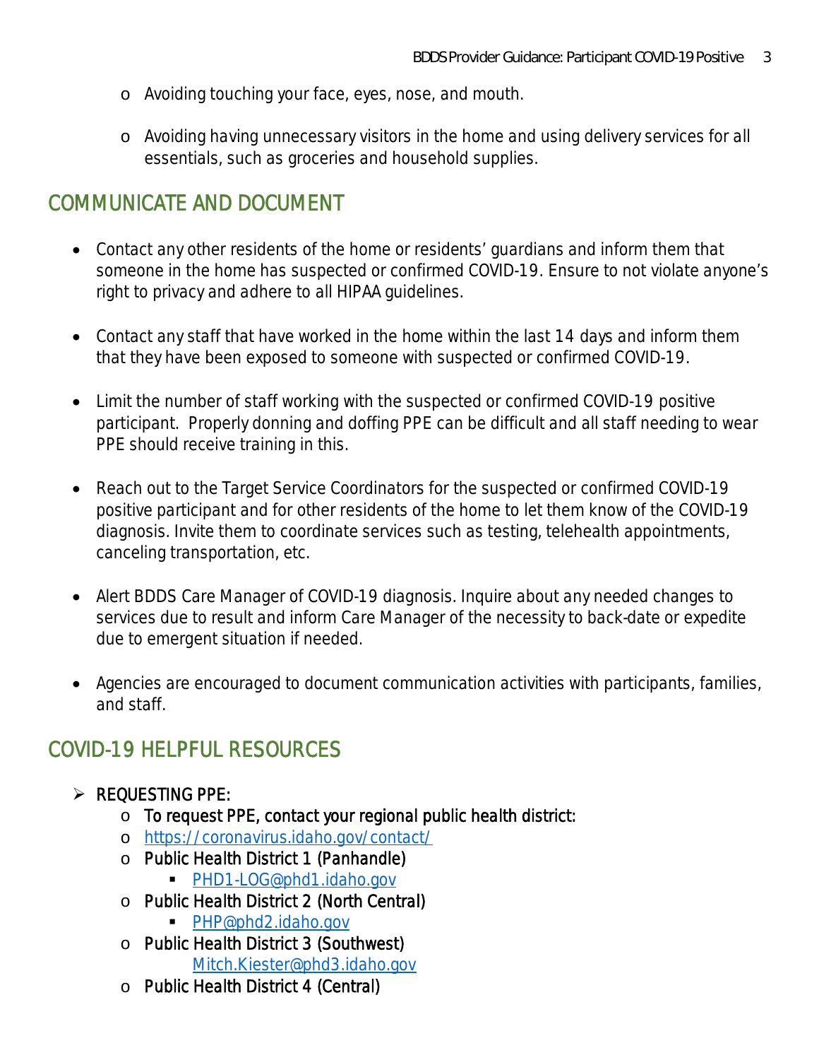- Avoiding touching your face, eyes, nose, and mouth.
- Avoiding having unnecessary visitors in the home and using delivery services for all essentials, such as groceries and household supplies.

## COMMUNICATE AND DOCUMENT

- Contact any other residents of the home or residents' guardians and inform them that someone in the home has suspected or confirmed COVID-19. Ensure to not violate anyone's right to privacy and adhere to all HIPAA guidelines.
- Contact any staff that have worked in the home within the last 14 days and inform them that they have been exposed to someone with suspected or confirmed COVID-19.
- Limit the number of staff working with the suspected or confirmed COVID-19 positive participant. Properly donning and doffing PPE can be difficult and all staff needing to wear PPE should receive training in this.
- Reach out to the Target Service Coordinators for the suspected or confirmed COVID-19 positive participant and for other residents of the home to let them know of the COVID-19 diagnosis. Invite them to coordinate services such as testing, telehealth appointments, canceling transportation, etc.
- Alert BDDS Care Manager of COVID-19 diagnosis. Inquire about any needed changes to services due to result and inform Care Manager of the necessity to back-date or expedite due to emergent situation if needed.
- Agencies are encouraged to document communication activities with participants, families, and staff.

## COVID-19 HELPFUL RESOURCES

- REQUESTING PPE:
  - To request PPE, contact your regional public health district:
  - [https://coronavirus.idaho.gov/contact/](https://coronavirus.idaho.gov/contact/)
  - Public Health District 1 (Panhandle)
    - [PHD1-LOG@phd1.idaho.gov](mailto:PHD1-LOG@phd1.idaho.gov)
  - Public Health District 2 (North Central)
    - [PHP@phd2.idaho.gov](mailto:PHP@phd2.idaho.gov)
  - Public Health District 3 (Southwest)
    [Mitch.Kiester@phd3.idaho.gov](mailto:Mitch.Kiester@phd3.idaho.gov)
  - Public Health District 4 (Central)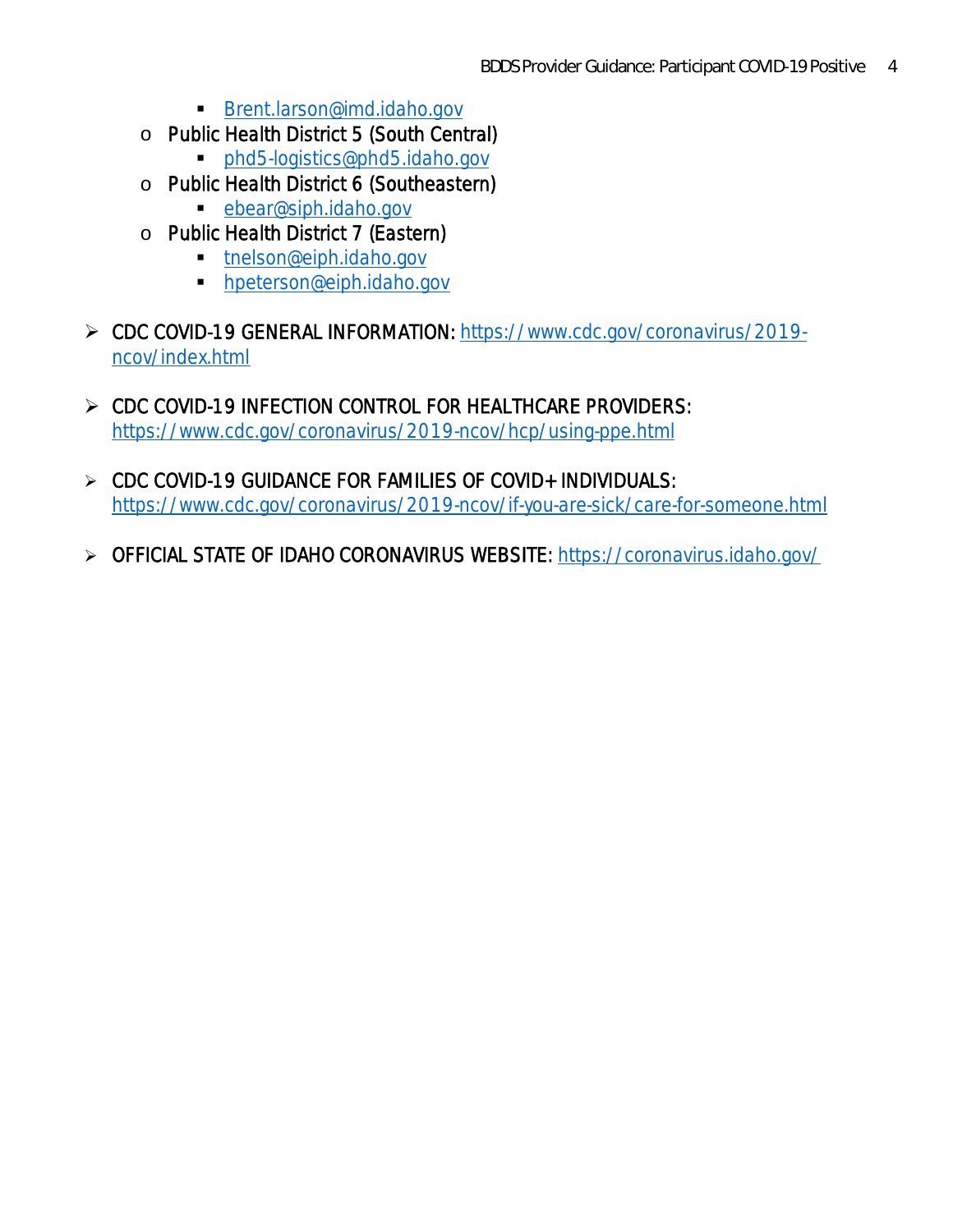- Brent.larson@imd.idaho.gov
    - Public Health District 5 (South Central)
        - phd5-logistics@phd5.idaho.gov
    - Public Health District 6 (Southeastern)
        - ebear@siph.idaho.gov
    - Public Health District 7 (Eastern)
        - tnelson@eiph.idaho.gov
        - hpeterson@eiph.idaho.gov

- CDC COVID-19 GENERAL INFORMATION: https://www.cdc.gov/coronavirus/2019-ncov/index.html

- CDC COVID-19 INFECTION CONTROL FOR HEALTHCARE PROVIDERS: https://www.cdc.gov/coronavirus/2019-ncov/hcp/using-ppe.html

- CDC COVID-19 GUIDANCE FOR FAMILIES OF COVID+ INDIVIDUALS: https://www.cdc.gov/coronavirus/2019-ncov/if-you-are-sick/care-for-someone.html

- OFFICIAL STATE OF IDAHO CORONAVIRUS WEBSITE: https://coronavirus.idaho.gov/